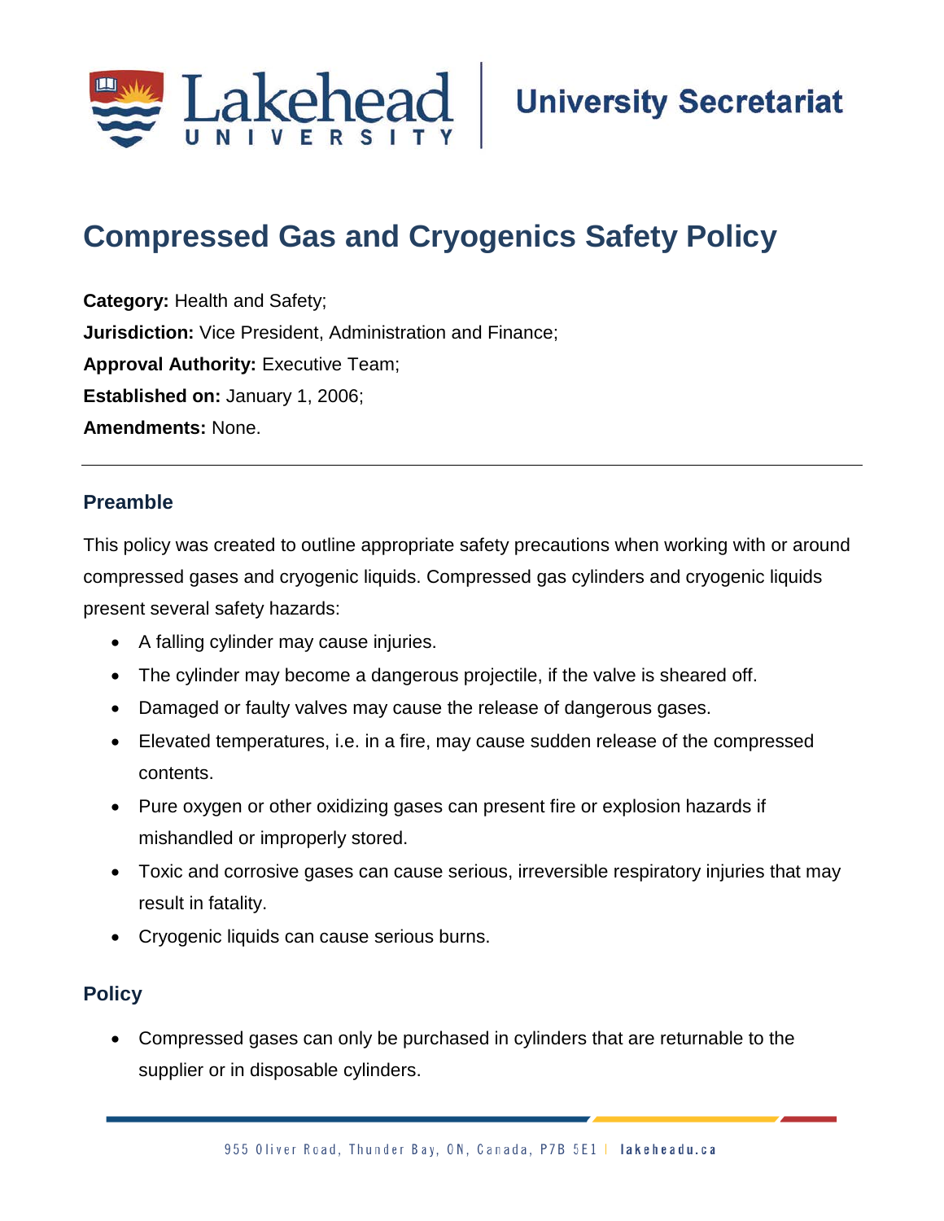Lakehead University | University Secretariat

# Compressed Gas and Cryogenics Safety Policy

**Category:** Health and Safety;
**Jurisdiction:** Vice President, Administration and Finance;
**Approval Authority:** Executive Team;
**Established on:** January 1, 2006;
**Amendments:** None.

---

## Preamble

This policy was created to outline appropriate safety precautions when working with or around compressed gases and cryogenic liquids. Compressed gas cylinders and cryogenic liquids present several safety hazards:

- A falling cylinder may cause injuries.
- The cylinder may become a dangerous projectile, if the valve is sheared off.
- Damaged or faulty valves may cause the release of dangerous gases.
- Elevated temperatures, i.e. in a fire, may cause sudden release of the compressed contents.
- Pure oxygen or other oxidizing gases can present fire or explosion hazards if mishandled or improperly stored.
- Toxic and corrosive gases can cause serious, irreversible respiratory injuries that may result in fatality.
- Cryogenic liquids can cause serious burns.

## Policy

- Compressed gases can only be purchased in cylinders that are returnable to the supplier or in disposable cylinders.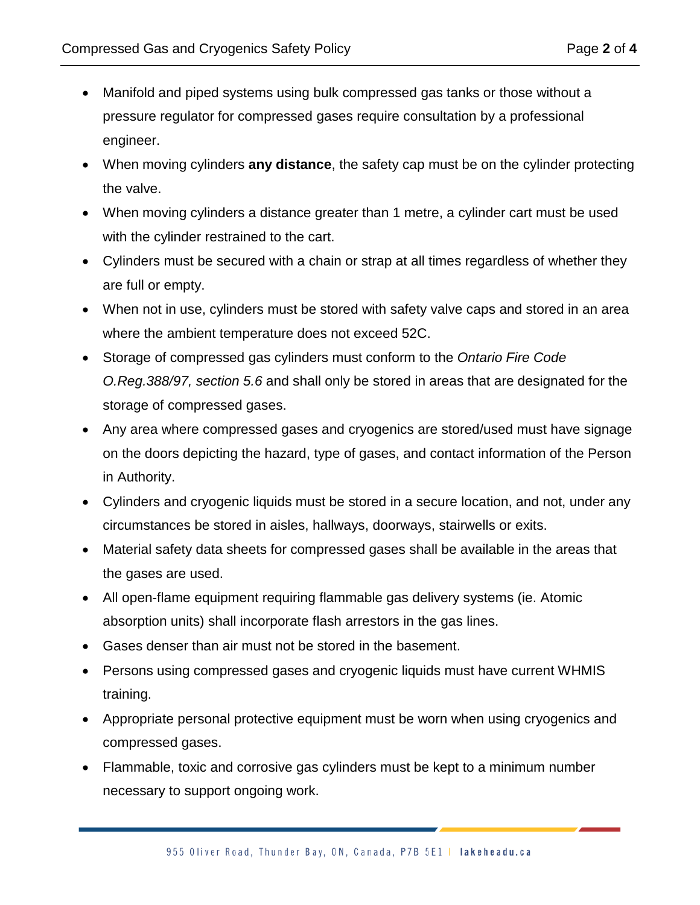- Manifold and piped systems using bulk compressed gas tanks or those without a pressure regulator for compressed gases require consultation by a professional engineer.
- When moving cylinders **any distance**, the safety cap must be on the cylinder protecting the valve.
- When moving cylinders a distance greater than 1 metre, a cylinder cart must be used with the cylinder restrained to the cart.
- Cylinders must be secured with a chain or strap at all times regardless of whether they are full or empty.
- When not in use, cylinders must be stored with safety valve caps and stored in an area where the ambient temperature does not exceed 52C.
- Storage of compressed gas cylinders must conform to the *Ontario Fire Code O.Reg.388/97, section 5.6* and shall only be stored in areas that are designated for the storage of compressed gases.
- Any area where compressed gases and cryogenics are stored/used must have signage on the doors depicting the hazard, type of gases, and contact information of the Person in Authority.
- Cylinders and cryogenic liquids must be stored in a secure location, and not, under any circumstances be stored in aisles, hallways, doorways, stairwells or exits.
- Material safety data sheets for compressed gases shall be available in the areas that the gases are used.
- All open-flame equipment requiring flammable gas delivery systems (ie. Atomic absorption units) shall incorporate flash arrestors in the gas lines.
- Gases denser than air must not be stored in the basement.
- Persons using compressed gases and cryogenic liquids must have current WHMIS training.
- Appropriate personal protective equipment must be worn when using cryogenics and compressed gases.
- Flammable, toxic and corrosive gas cylinders must be kept to a minimum number necessary to support ongoing work.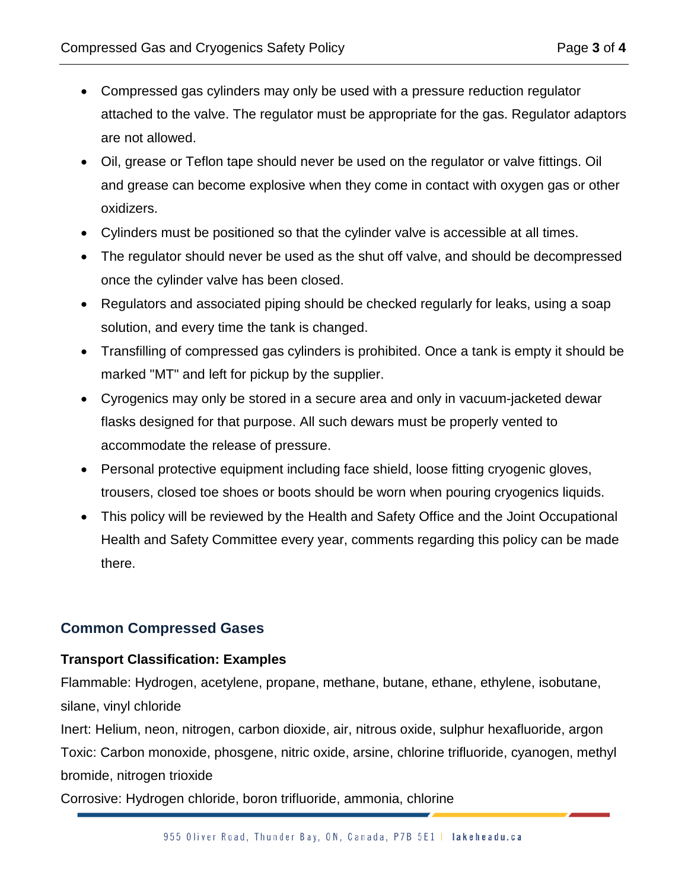- Compressed gas cylinders may only be used with a pressure reduction regulator attached to the valve. The regulator must be appropriate for the gas. Regulator adaptors are not allowed.
- Oil, grease or Teflon tape should never be used on the regulator or valve fittings. Oil and grease can become explosive when they come in contact with oxygen gas or other oxidizers.
- Cylinders must be positioned so that the cylinder valve is accessible at all times.
- The regulator should never be used as the shut off valve, and should be decompressed once the cylinder valve has been closed.
- Regulators and associated piping should be checked regularly for leaks, using a soap solution, and every time the tank is changed.
- Transfilling of compressed gas cylinders is prohibited. Once a tank is empty it should be marked "MT" and left for pickup by the supplier.
- Cyrogenics may only be stored in a secure area and only in vacuum-jacketed dewar flasks designed for that purpose. All such dewars must be properly vented to accommodate the release of pressure.
- Personal protective equipment including face shield, loose fitting cryogenic gloves, trousers, closed toe shoes or boots should be worn when pouring cryogenics liquids.
- This policy will be reviewed by the Health and Safety Office and the Joint Occupational Health and Safety Committee every year, comments regarding this policy can be made there.

## Common Compressed Gases

**Transport Classification: Examples**

Flammable: Hydrogen, acetylene, propane, methane, butane, ethane, ethylene, isobutane, silane, vinyl chloride

Inert: Helium, neon, nitrogen, carbon dioxide, air, nitrous oxide, sulphur hexafluoride, argon

Toxic: Carbon monoxide, phosgene, nitric oxide, arsine, chlorine trifluoride, cyanogen, methyl bromide, nitrogen trioxide

Corrosive: Hydrogen chloride, boron trifluoride, ammonia, chlorine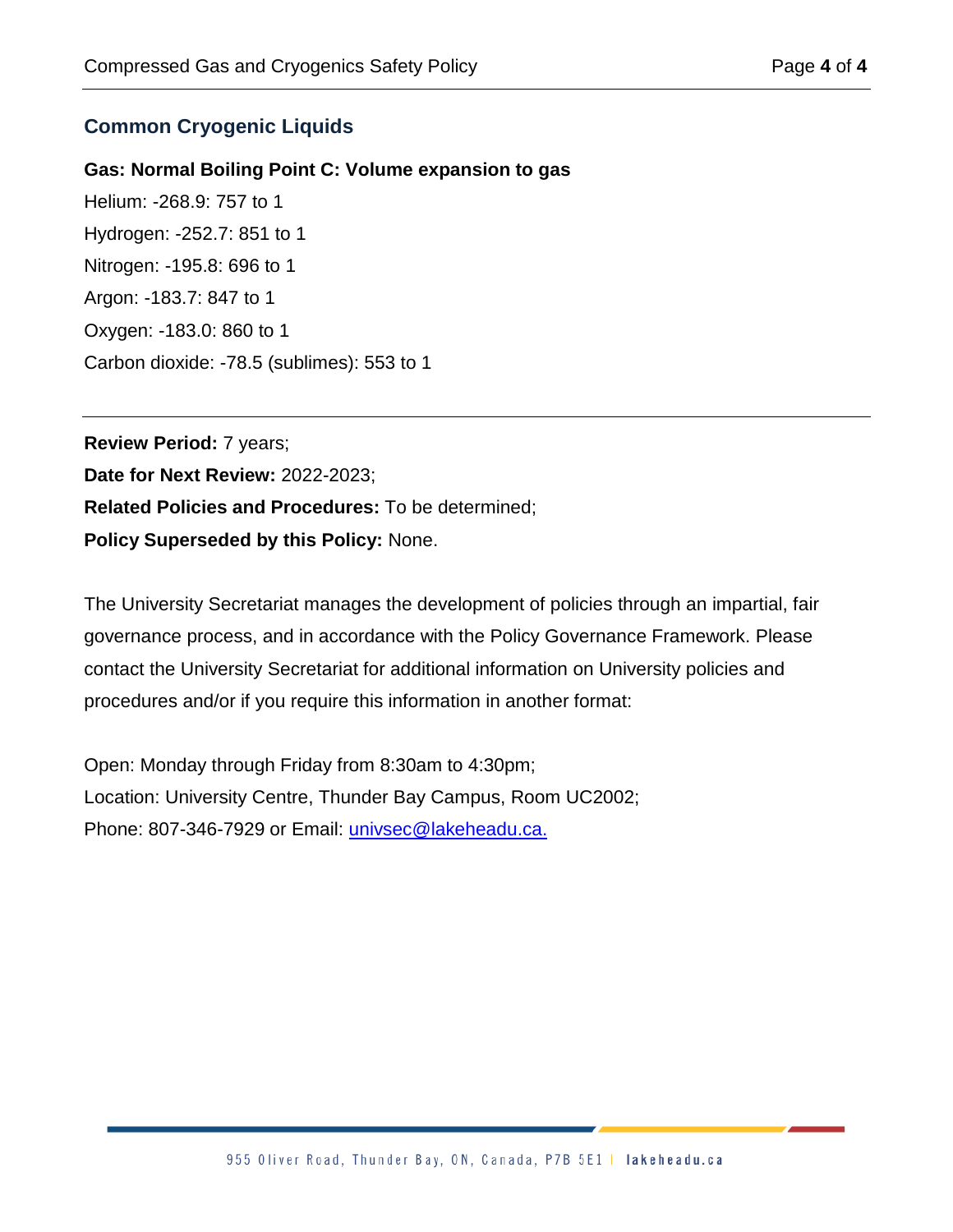## Common Cryogenic Liquids

**Gas: Normal Boiling Point C: Volume expansion to gas**

Helium: -268.9: 757 to 1

Hydrogen: -252.7: 851 to 1

Nitrogen: -195.8: 696 to 1

Argon: -183.7: 847 to 1

Oxygen: -183.0: 860 to 1

Carbon dioxide: -78.5 (sublimes): 553 to 1

---

**Review Period:** 7 years;

**Date for Next Review:** 2022-2023;

**Related Policies and Procedures:** To be determined;

**Policy Superseded by this Policy:** None.

The University Secretariat manages the development of policies through an impartial, fair governance process, and in accordance with the Policy Governance Framework. Please contact the University Secretariat for additional information on University policies and procedures and/or if you require this information in another format:

Open: Monday through Friday from 8:30am to 4:30pm;

Location: University Centre, Thunder Bay Campus, Room UC2002;

Phone: 807-346-7929 or Email: univsec@lakeheadu.ca.